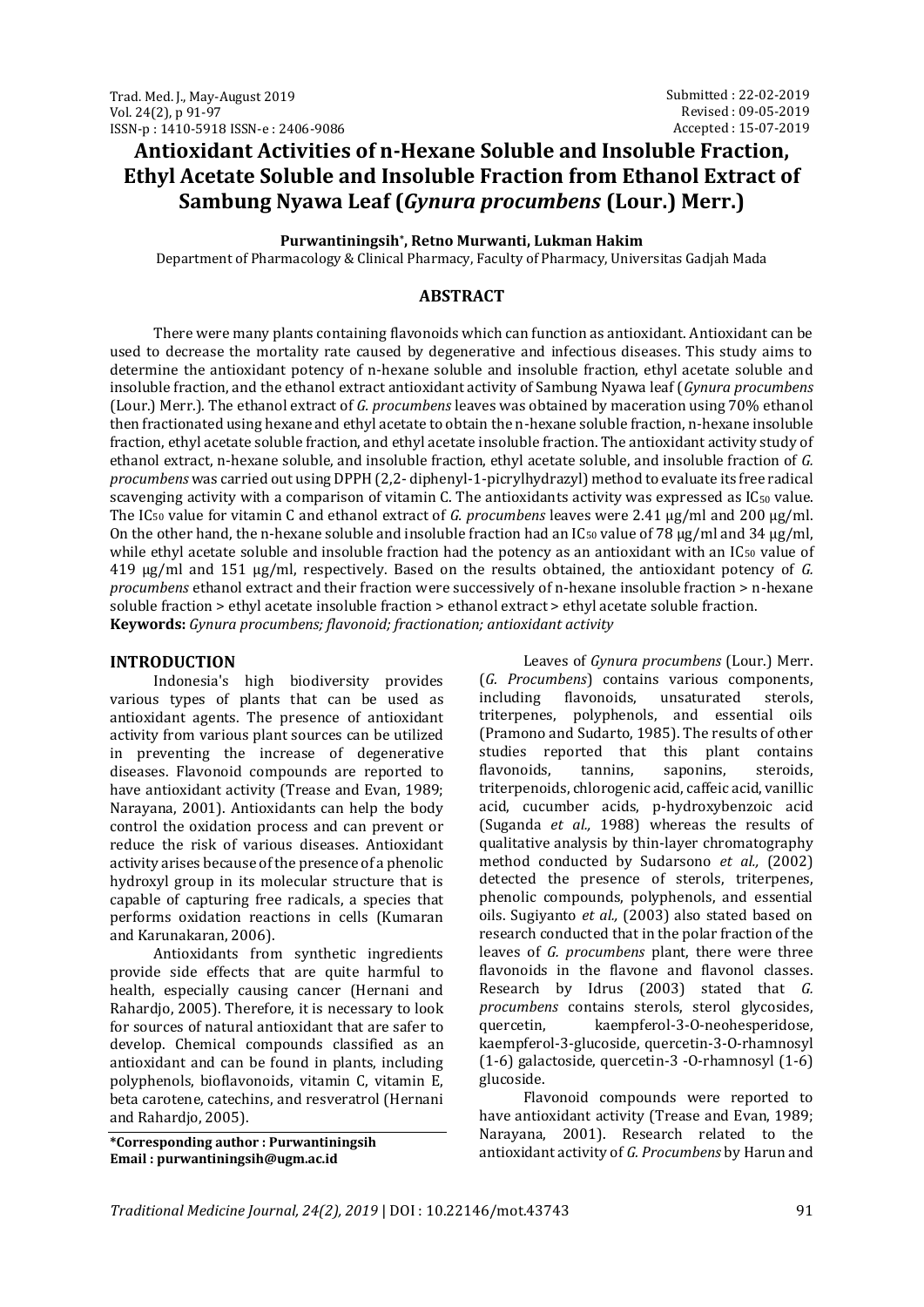Submitted : 22-02-2019
Revised : 09-05-2019
Accepted : 15-07-2019

# Antioxidant Activities of n-Hexane Soluble and Insoluble Fraction, Ethyl Acetate Soluble and Insoluble Fraction from Ethanol Extract of Sambung Nyawa Leaf (*Gynura procumbens* (Lour.) Merr.)

**Purwantiningsih*, Retno Murwanti, Lukman Hakim**

Department of Pharmacology & Clinical Pharmacy, Faculty of Pharmacy, Universitas Gadjah Mada

## ABSTRACT

There were many plants containing flavonoids which can function as antioxidant. Antioxidant can be used to decrease the mortality rate caused by degenerative and infectious diseases. This study aims to determine the antioxidant potency of n-hexane soluble and insoluble fraction, ethyl acetate soluble and insoluble fraction, and the ethanol extract antioxidant activity of Sambung Nyawa leaf (*Gynura procumbens* (Lour.) Merr.). The ethanol extract of *G. procumbens* leaves was obtained by maceration using 70% ethanol then fractionated using hexane and ethyl acetate to obtain the n-hexane soluble fraction, n-hexane insoluble fraction, ethyl acetate soluble fraction, and ethyl acetate insoluble fraction. The antioxidant activity study of ethanol extract, n-hexane soluble, and insoluble fraction, ethyl acetate soluble, and insoluble fraction of *G. procumbens* was carried out using DPPH (2,2- diphenyl-1-picrylhydrazyl) method to evaluate its free radical scavenging activity with a comparison of vitamin C. The antioxidants activity was expressed as $IC_{50}$ value. The $IC_{50}$ value for vitamin C and ethanol extract of *G. procumbens* leaves were 2.41 µg/ml and 200 µg/ml. On the other hand, the n-hexane soluble and insoluble fraction had an $IC_{50}$ value of 78 µg/ml and 34 µg/ml, while ethyl acetate soluble and insoluble fraction had the potency as an antioxidant with an $IC_{50}$ value of 419 µg/ml and 151 µg/ml, respectively. Based on the results obtained, the antioxidant potency of *G. procumbens* ethanol extract and their fraction were successively of n-hexane insoluble fraction > n-hexane soluble fraction > ethyl acetate insoluble fraction > ethanol extract > ethyl acetate soluble fraction.

**Keywords:** *Gynura procumbens; flavonoid; fractionation; antioxidant activity*

## INTRODUCTION

Indonesia's high biodiversity provides various types of plants that can be used as antioxidant agents. The presence of antioxidant activity from various plant sources can be utilized in preventing the increase of degenerative diseases. Flavonoid compounds are reported to have antioxidant activity (Trease and Evan, 1989; Narayana, 2001). Antioxidants can help the body control the oxidation process and can prevent or reduce the risk of various diseases. Antioxidant activity arises because of the presence of a phenolic hydroxyl group in its molecular structure that is capable of capturing free radicals, a species that performs oxidation reactions in cells (Kumaran and Karunakaran, 2006).

Antioxidants from synthetic ingredients provide side effects that are quite harmful to health, especially causing cancer (Hernani and Rahardjo, 2005). Therefore, it is necessary to look for sources of natural antioxidant that are safer to develop. Chemical compounds classified as an antioxidant and can be found in plants, including polyphenols, bioflavonoids, vitamin C, vitamin E, beta carotene, catechins, and resveratrol (Hernani and Rahardjo, 2005).

Leaves of *Gynura procumbens* (Lour.) Merr. (*G. Procumbens*) contains various components, including flavonoids, unsaturated sterols, triterpenes, polyphenols, and essential oils (Pramono and Sudarto, 1985). The results of other studies reported that this plant contains flavonoids, tannins, saponins, steroids, triterpenoids, chlorogenic acid, caffeic acid, vanillic acid, cucumber acids, p-hydroxybenzoic acid (Suganda *et al.,* 1988) whereas the results of qualitative analysis by thin-layer chromatography method conducted by Sudarsono *et al.,* (2002) detected the presence of sterols, triterpenes, phenolic compounds, polyphenols, and essential oils. Sugiyanto *et al.,* (2003) also stated based on research conducted that in the polar fraction of the leaves of *G. procumbens* plant, there were three flavonoids in the flavone and flavonol classes. Research by Idrus (2003) stated that *G. procumbens* contains sterols, sterol glycosides, quercetin, kaempferol-3-O-neohesperidose, kaempferol-3-glucoside, quercetin-3-O-rhamnosyl (1-6) galactoside, quercetin-3 -O-rhamnosyl (1-6) glucoside.

Flavonoid compounds were reported to have antioxidant activity (Trease and Evan, 1989; Narayana, 2001). Research related to the antioxidant activity of *G. Procumbens* by Harun and

**\*Corresponding author : Purwantiningsih**
**Email : purwantiningsih@ugm.ac.id**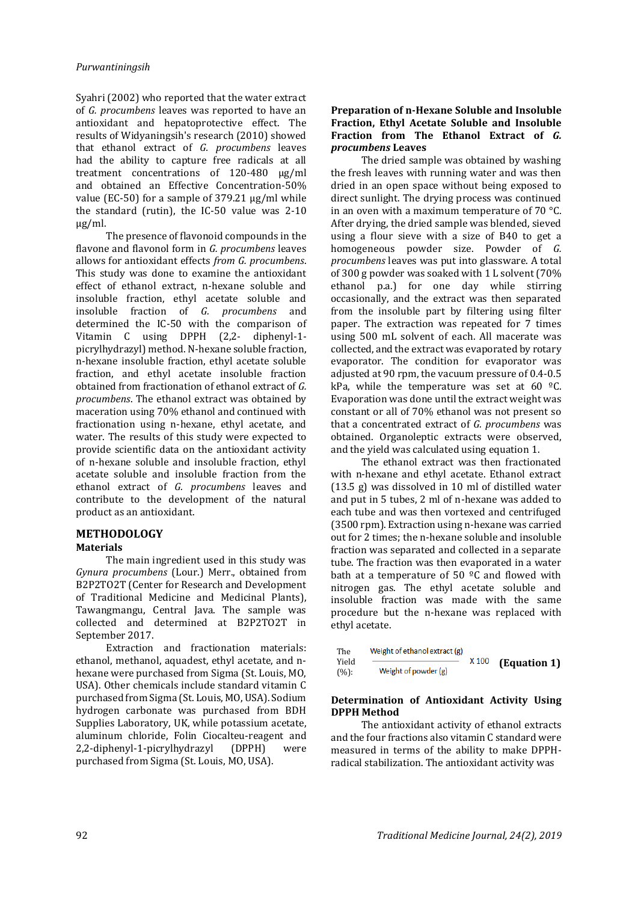Syahri (2002) who reported that the water extract of *G. procumbens* leaves was reported to have an antioxidant and hepatoprotective effect. The results of Widyaningsih's research (2010) showed that ethanol extract of *G. procumbens* leaves had the ability to capture free radicals at all treatment concentrations of 120-480 µg/ml and obtained an Effective Concentration-50% value (EC-50) for a sample of 379.21 µg/ml while the standard (rutin), the IC-50 value was 2-10 µg/ml.

The presence of flavonoid compounds in the flavone and flavonol form in *G. procumbens* leaves allows for antioxidant effects *from G. procumbens*. This study was done to examine the antioxidant effect of ethanol extract, n-hexane soluble and insoluble fraction, ethyl acetate soluble and insoluble fraction of *G. procumbens* and determined the IC-50 with the comparison of Vitamin C using DPPH (2,2- diphenyl-1-picrylhydrazyl) method. N-hexane soluble fraction, n-hexane insoluble fraction, ethyl acetate soluble fraction, and ethyl acetate insoluble fraction obtained from fractionation of ethanol extract of *G. procumbens*. The ethanol extract was obtained by maceration using 70% ethanol and continued with fractionation using n-hexane, ethyl acetate, and water. The results of this study were expected to provide scientific data on the antioxidant activity of n-hexane soluble and insoluble fraction, ethyl acetate soluble and insoluble fraction from the ethanol extract of *G. procumbens* leaves and contribute to the development of the natural product as an antioxidant.

## METHODOLOGY

### Materials

The main ingredient used in this study was *Gynura procumbens* (Lour.) Merr., obtained from B2P2TO2T (Center for Research and Development of Traditional Medicine and Medicinal Plants), Tawangmangu, Central Java. The sample was collected and determined at B2P2TO2T in September 2017.

Extraction and fractionation materials: ethanol, methanol, aquadest, ethyl acetate, and n-hexane were purchased from Sigma (St. Louis, MO, USA). Other chemicals include standard vitamin C purchased from Sigma (St. Louis, MO, USA). Sodium hydrogen carbonate was purchased from BDH Supplies Laboratory, UK, while potassium acetate, aluminum chloride, Folin Ciocalteu-reagent and 2,2-diphenyl-1-picrylhydrazyl (DPPH) were purchased from Sigma (St. Louis, MO, USA).

### Preparation of n-Hexane Soluble and Insoluble Fraction, Ethyl Acetate Soluble and Insoluble Fraction from The Ethanol Extract of *G. procumbens* Leaves

The dried sample was obtained by washing the fresh leaves with running water and was then dried in an open space without being exposed to direct sunlight. The drying process was continued in an oven with a maximum temperature of 70 °C. After drying, the dried sample was blended, sieved using a flour sieve with a size of B40 to get a homogeneous powder size. Powder of *G. procumbens* leaves was put into glassware. A total of 300 g powder was soaked with 1 L solvent (70% ethanol p.a.) for one day while stirring occasionally, and the extract was then separated from the insoluble part by filtering using filter paper. The extraction was repeated for 7 times using 500 mL solvent of each. All macerate was collected, and the extract was evaporated by rotary evaporator. The condition for evaporator was adjusted at 90 rpm, the vacuum pressure of 0.4-0.5 kPa, while the temperature was set at 60 ºC. Evaporation was done until the extract weight was constant or all of 70% ethanol was not present so that a concentrated extract of *G. procumbens* was obtained. Organoleptic extracts were observed, and the yield was calculated using equation 1.

The ethanol extract was then fractionated with n-hexane and ethyl acetate. Ethanol extract (13.5 g) was dissolved in 10 ml of distilled water and put in 5 tubes, 2 ml of n-hexane was added to each tube and was then vortexed and centrifuged (3500 rpm). Extraction using n-hexane was carried out for 2 times; the n-hexane soluble and insoluble fraction was separated and collected in a separate tube. The fraction was then evaporated in a water bath at a temperature of 50 ºC and flowed with nitrogen gas. The ethyl acetate soluble and insoluble fraction was made with the same procedure but the n-hexane was replaced with ethyl acetate.

$$\text{The Yield (\%)} : \frac{\text{Weight of ethanol extract (g)}}{\text{Weight of powder (g)}} \times 100 \quad \textbf{(Equation 1)}$$

### Determination of Antioxidant Activity Using DPPH Method

The antioxidant activity of ethanol extracts and the four fractions also vitamin C standard were measured in terms of the ability to make DPPH-radical stabilization. The antioxidant activity was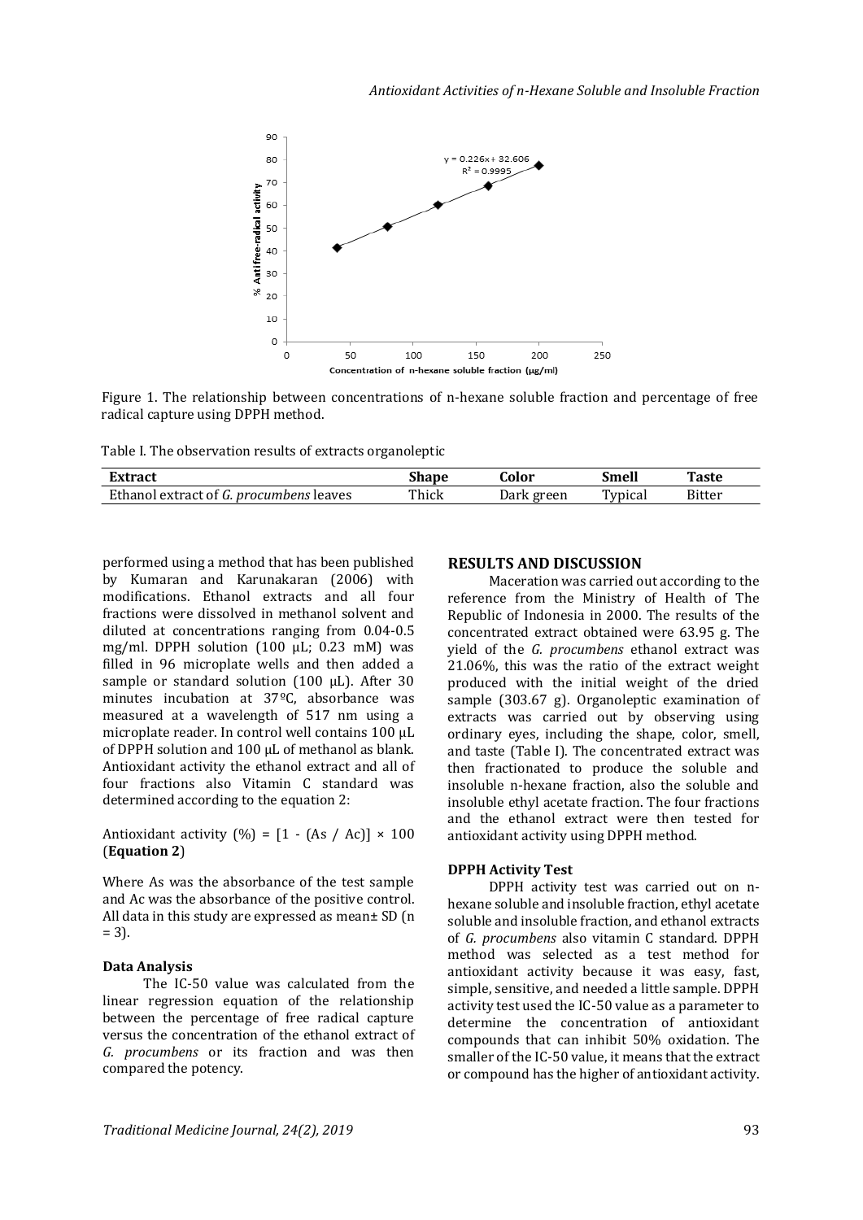Figure 1. The relationship between concentrations of n-hexane soluble fraction and percentage of free radical capture using DPPH method.

Table I. The observation results of extracts organoleptic

| Extract | Shape | Color | Smell | Taste |
|---|---|---|---|---|
| Ethanol extract of *G. procumbens* leaves | Thick | Dark green | Typical | Bitter |

performed using a method that has been published by Kumaran and Karunakaran (2006) with modifications. Ethanol extracts and all four fractions were dissolved in methanol solvent and diluted at concentrations ranging from 0.04-0.5 mg/ml. DPPH solution (100 µL; 0.23 mM) was filled in 96 microplate wells and then added a sample or standard solution (100 µL). After 30 minutes incubation at 37ºC, absorbance was measured at a wavelength of 517 nm using a microplate reader. In control well contains 100 µL of DPPH solution and 100 µL of methanol as blank. Antioxidant activity the ethanol extract and all of four fractions also Vitamin C standard was determined according to the equation 2:

Antioxidant activity (%) = $[1 - (As / Ac)] \times 100$ (**Equation 2**)

Where As was the absorbance of the test sample and Ac was the absorbance of the positive control. All data in this study are expressed as mean± SD (n = 3).

### Data Analysis

The IC-50 value was calculated from the linear regression equation of the relationship between the percentage of free radical capture versus the concentration of the ethanol extract of *G. procumbens* or its fraction and was then compared the potency.

## RESULTS AND DISCUSSION

Maceration was carried out according to the reference from the Ministry of Health of The Republic of Indonesia in 2000. The results of the concentrated extract obtained were 63.95 g. The yield of the *G. procumbens* ethanol extract was 21.06%, this was the ratio of the extract weight produced with the initial weight of the dried sample (303.67 g). Organoleptic examination of extracts was carried out by observing using ordinary eyes, including the shape, color, smell, and taste (Table I). The concentrated extract was then fractionated to produce the soluble and insoluble n-hexane fraction, also the soluble and insoluble ethyl acetate fraction. The four fractions and the ethanol extract were then tested for antioxidant activity using DPPH method.

### DPPH Activity Test

DPPH activity test was carried out on n-hexane soluble and insoluble fraction, ethyl acetate soluble and insoluble fraction, and ethanol extracts of *G. procumbens* also vitamin C standard. DPPH method was selected as a test method for antioxidant activity because it was easy, fast, simple, sensitive, and needed a little sample. DPPH activity test used the IC-50 value as a parameter to determine the concentration of antioxidant compounds that can inhibit 50% oxidation. The smaller of the IC-50 value, it means that the extract or compound has the higher of antioxidant activity.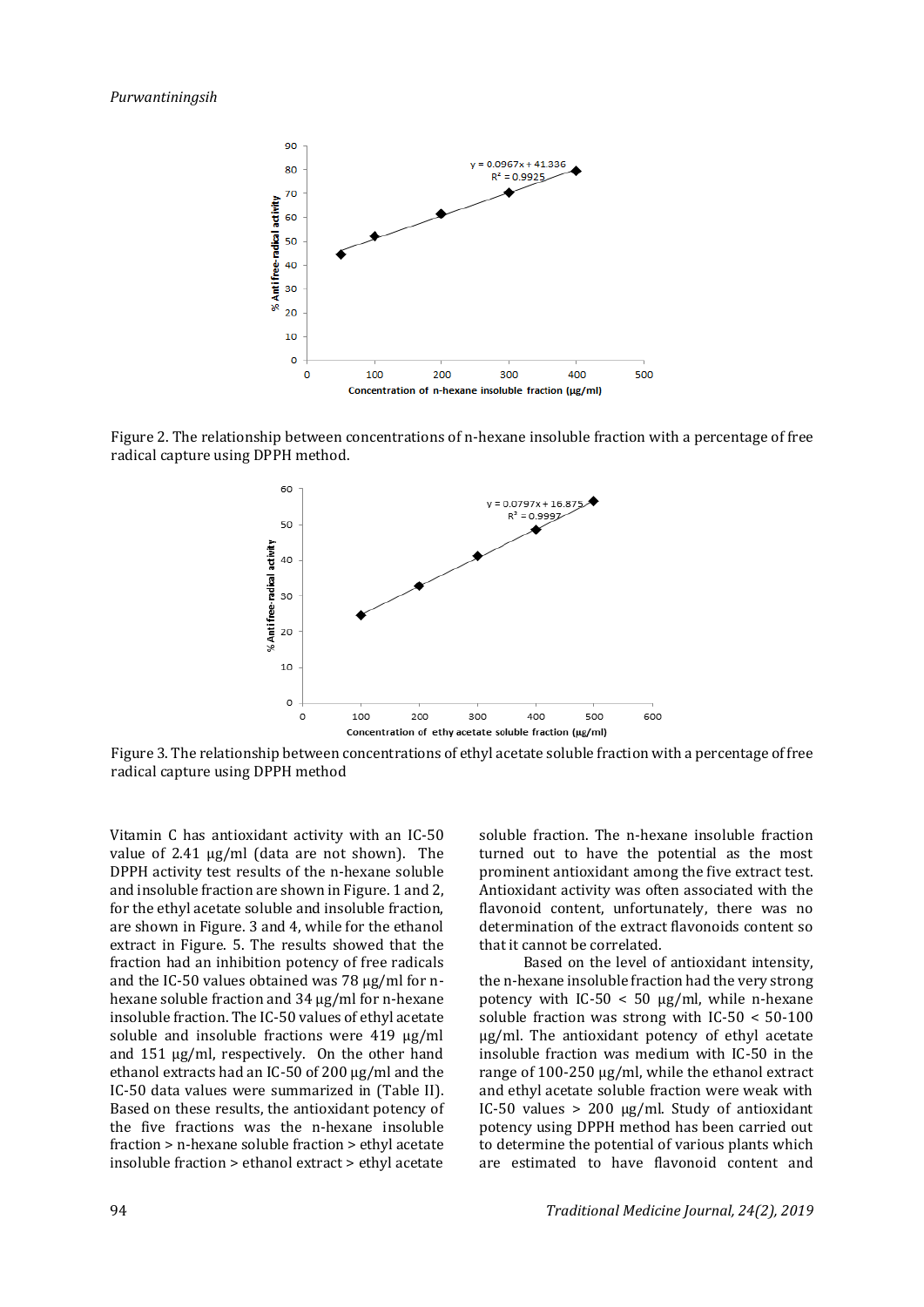Figure 2. The relationship between concentrations of n-hexane insoluble fraction with a percentage of free radical capture using DPPH method.

Figure 3. The relationship between concentrations of ethyl acetate soluble fraction with a percentage of free radical capture using DPPH method

Vitamin C has antioxidant activity with an IC-50 value of 2.41 µg/ml (data are not shown). The DPPH activity test results of the n-hexane soluble and insoluble fraction are shown in Figure. 1 and 2, for the ethyl acetate soluble and insoluble fraction, are shown in Figure. 3 and 4, while for the ethanol extract in Figure. 5. The results showed that the fraction had an inhibition potency of free radicals and the IC-50 values obtained was 78 µg/ml for n-hexane soluble fraction and 34 µg/ml for n-hexane insoluble fraction. The IC-50 values of ethyl acetate soluble and insoluble fractions were 419 µg/ml and 151 µg/ml, respectively. On the other hand ethanol extracts had an IC-50 of 200 µg/ml and the IC-50 data values were summarized in (Table II). Based on these results, the antioxidant potency of the five fractions was the n-hexane insoluble fraction > n-hexane soluble fraction > ethyl acetate insoluble fraction > ethanol extract > ethyl acetate soluble fraction. The n-hexane insoluble fraction turned out to have the potential as the most prominent antioxidant among the five extract test. Antioxidant activity was often associated with the flavonoid content, unfortunately, there was no determination of the extract flavonoids content so that it cannot be correlated.

Based on the level of antioxidant intensity, the n-hexane insoluble fraction had the very strong potency with IC-50 < 50 µg/ml, while n-hexane soluble fraction was strong with IC-50 < 50-100 µg/ml. The antioxidant potency of ethyl acetate insoluble fraction was medium with IC-50 in the range of 100-250 µg/ml, while the ethanol extract and ethyl acetate soluble fraction were weak with IC-50 values > 200 µg/ml. Study of antioxidant potency using DPPH method has been carried out to determine the potential of various plants which are estimated to have flavonoid content and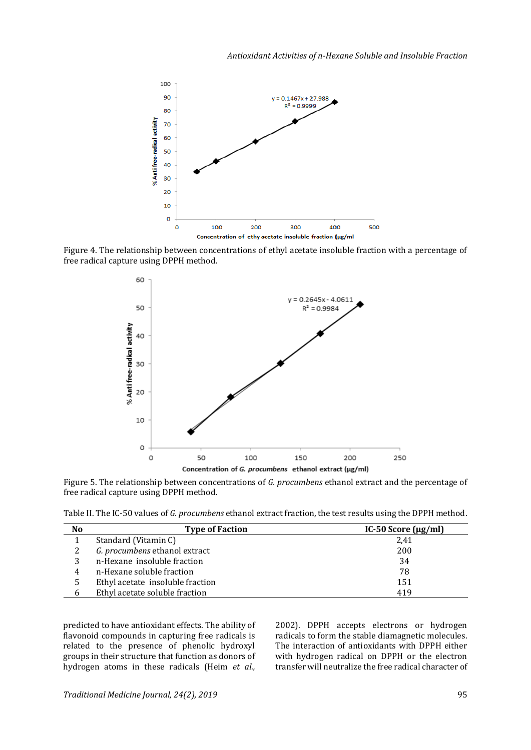Figure 4. The relationship between concentrations of ethyl acetate insoluble fraction with a percentage of free radical capture using DPPH method.

Figure 5. The relationship between concentrations of *G. procumbens* ethanol extract and the percentage of free radical capture using DPPH method.

Table II. The IC-50 values of *G. procumbens* ethanol extract fraction, the test results using the DPPH method.

| No | Type of Faction | IC-50 Score (μg/ml) |
|---|---|---|
| 1 | Standard (Vitamin C) | 2,41 |
| 2 | *G. procumbens* ethanol extract | 200 |
| 3 | n-Hexane insoluble fraction | 34 |
| 4 | n-Hexane soluble fraction | 78 |
| 5 | Ethyl acetate insoluble fraction | 151 |
| 6 | Ethyl acetate soluble fraction | 419 |

predicted to have antioxidant effects. The ability of flavonoid compounds in capturing free radicals is related to the presence of phenolic hydroxyl groups in their structure that function as donors of hydrogen atoms in these radicals (Heim *et al.,* 2002). DPPH accepts electrons or hydrogen radicals to form the stable diamagnetic molecules. The interaction of antioxidants with DPPH either with hydrogen radical on DPPH or the electron transfer will neutralize the free radical character of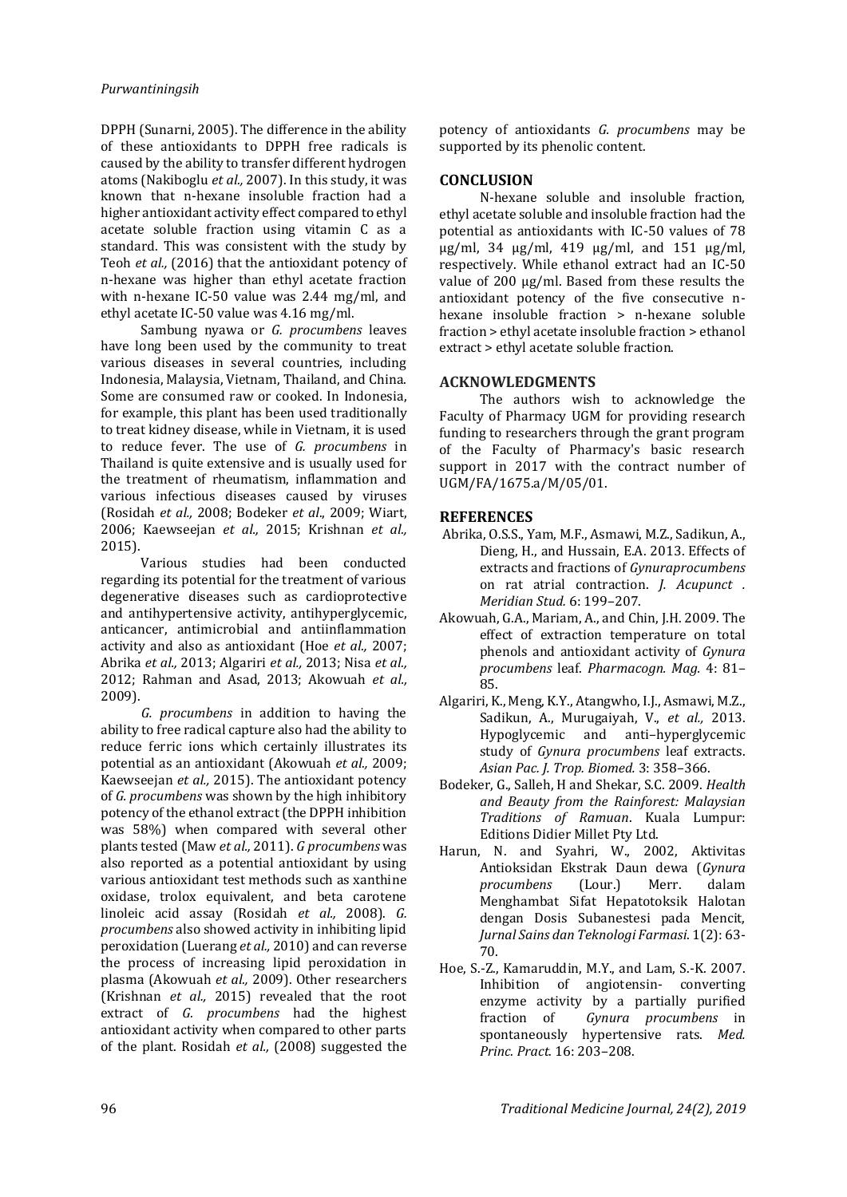DPPH (Sunarni, 2005). The difference in the ability of these antioxidants to DPPH free radicals is caused by the ability to transfer different hydrogen atoms (Nakiboglu *et al.,* 2007). In this study, it was known that n-hexane insoluble fraction had a higher antioxidant activity effect compared to ethyl acetate soluble fraction using vitamin C as a standard. This was consistent with the study by Teoh *et al.,* (2016) that the antioxidant potency of n-hexane was higher than ethyl acetate fraction with n-hexane IC-50 value was 2.44 mg/ml, and ethyl acetate IC-50 value was 4.16 mg/ml.

Sambung nyawa or *G. procumbens* leaves have long been used by the community to treat various diseases in several countries, including Indonesia, Malaysia, Vietnam, Thailand, and China. Some are consumed raw or cooked. In Indonesia, for example, this plant has been used traditionally to treat kidney disease, while in Vietnam, it is used to reduce fever. The use of *G. procumbens* in Thailand is quite extensive and is usually used for the treatment of rheumatism, inflammation and various infectious diseases caused by viruses (Rosidah *et al.,* 2008; Bodeker *et al*., 2009; Wiart, 2006; Kaewseejan *et al.,* 2015; Krishnan *et al.,* 2015).

Various studies had been conducted regarding its potential for the treatment of various degenerative diseases such as cardioprotective and antihypertensive activity, antihyperglycemic, anticancer, antimicrobial and antiinflammation activity and also as antioxidant (Hoe *et al.,* 2007; Abrika *et al.,* 2013; Algariri *et al.,* 2013; Nisa *et al.,* 2012; Rahman and Asad, 2013; Akowuah *et al.,* 2009).

*G. procumbens* in addition to having the ability to free radical capture also had the ability to reduce ferric ions which certainly illustrates its potential as an antioxidant (Akowuah *et al.,* 2009; Kaewseejan *et al.,* 2015). The antioxidant potency of *G. procumbens* was shown by the high inhibitory potency of the ethanol extract (the DPPH inhibition was 58%) when compared with several other plants tested (Maw *et al.,* 2011). *G procumbens* was also reported as a potential antioxidant by using various antioxidant test methods such as xanthine oxidase, trolox equivalent, and beta carotene linoleic acid assay (Rosidah *et al.,* 2008). *G. procumbens* also showed activity in inhibiting lipid peroxidation (Luerang *et al.,* 2010) and can reverse the process of increasing lipid peroxidation in plasma (Akowuah *et al.,* 2009). Other researchers (Krishnan *et al.,* 2015) revealed that the root extract of *G. procumbens* had the highest antioxidant activity when compared to other parts of the plant. Rosidah *et al.,* (2008) suggested the potency of antioxidants *G. procumbens* may be supported by its phenolic content.

## CONCLUSION

N-hexane soluble and insoluble fraction, ethyl acetate soluble and insoluble fraction had the potential as antioxidants with IC-50 values of 78 µg/ml, 34 µg/ml, 419 µg/ml, and 151 µg/ml, respectively. While ethanol extract had an IC-50 value of 200 µg/ml. Based from these results the antioxidant potency of the five consecutive n-hexane insoluble fraction > n-hexane soluble fraction > ethyl acetate insoluble fraction > ethanol extract > ethyl acetate soluble fraction.

## ACKNOWLEDGMENTS

The authors wish to acknowledge the Faculty of Pharmacy UGM for providing research funding to researchers through the grant program of the Faculty of Pharmacy's basic research support in 2017 with the contract number of UGM/FA/1675.a/M/05/01.

## REFERENCES

Abrika, O.S.S., Yam, M.F., Asmawi, M.Z., Sadikun, A., Dieng, H., and Hussain, E.A. 2013. Effects of extracts and fractions of *Gynuraprocumbens* on rat atrial contraction. *J. Acupunct . Meridian Stud.* 6: 199–207.

Akowuah, G.A., Mariam, A., and Chin, J.H. 2009. The effect of extraction temperature on total phenols and antioxidant activity of *Gynura procumbens* leaf. *Pharmacogn. Mag.* 4: 81–85.

Algariri, K., Meng, K.Y., Atangwho, I.J., Asmawi, M.Z., Sadikun, A., Murugaiyah, V., *et al.,* 2013. Hypoglycemic and anti–hyperglycemic study of *Gynura procumbens* leaf extracts. *Asian Pac. J. Trop. Biomed.* 3: 358–366.

Bodeker, G., Salleh, H and Shekar, S.C. 2009. *Health and Beauty from the Rainforest: Malaysian Traditions of Ramuan*. Kuala Lumpur: Editions Didier Millet Pty Ltd.

Harun, N. and Syahri, W., 2002, Aktivitas Antioksidan Ekstrak Daun dewa (*Gynura procumbens* (Lour.) Merr. dalam Menghambat Sifat Hepatotoksik Halotan dengan Dosis Subanestesi pada Mencit, *Jurnal Sains dan Teknologi Farmasi*. 1(2): 63-70.

Hoe, S.-Z., Kamaruddin, M.Y., and Lam, S.-K. 2007. Inhibition of angiotensin- converting enzyme activity by a partially purified fraction of *Gynura procumbens* in spontaneously hypertensive rats. *Med. Princ. Pract*. 16: 203–208.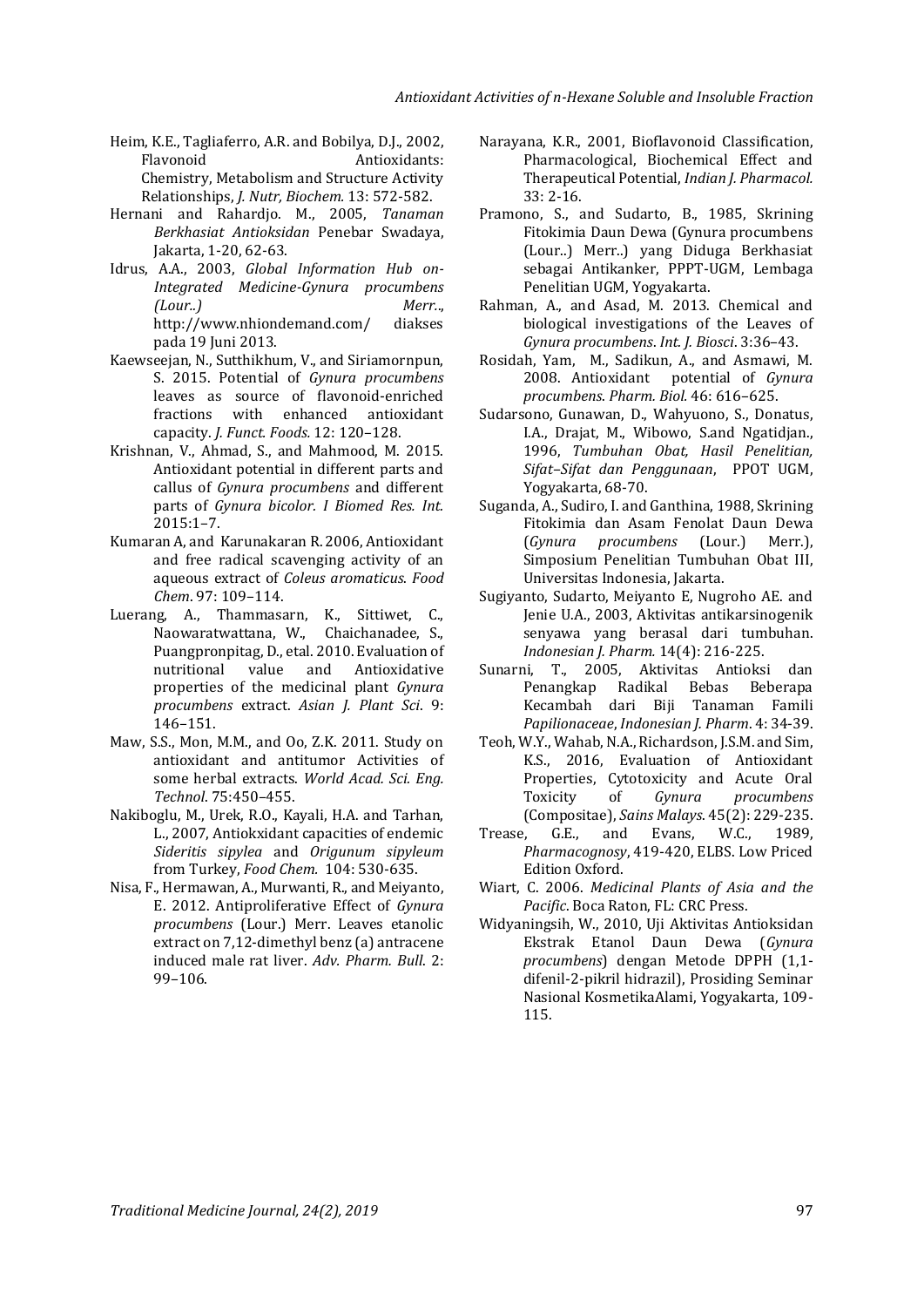Heim, K.E., Tagliaferro, A.R. and Bobilya, D.J., 2002, Flavonoid Antioxidants: Chemistry, Metabolism and Structure Activity Relationships, *J. Nutr, Biochem.* 13: 572-582.

Hernani and Rahardjo. M., 2005, *Tanaman Berkhasiat Antioksidan* Penebar Swadaya, Jakarta, 1-20, 62-63.

Idrus, A.A., 2003, *Global Information Hub on-Integrated Medicine-Gynura procumbens (Lour..) Merr.*., http://www.nhiondemand.com/ diakses pada 19 Juni 2013.

Kaewseejan, N., Sutthikhum, V., and Siriamornpun, S. 2015. Potential of *Gynura procumbens* leaves as source of flavonoid-enriched fractions with enhanced antioxidant capacity. *J. Funct. Foods.* 12: 120–128.

Krishnan, V., Ahmad, S., and Mahmood, M. 2015. Antioxidant potential in different parts and callus of *Gynura procumbens* and different parts of *Gynura bicolor*. *I Biomed Res. Int.* 2015:1–7.

Kumaran A, and Karunakaran R. 2006, Antioxidant and free radical scavenging activity of an aqueous extract of *Coleus aromaticus*. *Food Chem*. 97: 109–114.

Luerang, A., Thammasarn, K., Sittiwet, C., Naowaratwattana, W., Chaichanadee, S., Puangpronpitag, D., etal. 2010. Evaluation of nutritional value and Antioxidative properties of the medicinal plant *Gynura procumbens* extract. *Asian J. Plant Sci*. 9: 146–151.

Maw, S.S., Mon, M.M., and Oo, Z.K. 2011. Study on antioxidant and antitumor Activities of some herbal extracts. *World Acad. Sci. Eng. Technol*. 75:450–455.

Nakiboglu, M., Urek, R.O., Kayali, H.A. and Tarhan, L., 2007, Antiokxidant capacities of endemic *Sideritis sipylea* and *Origunum sipyleum* from Turkey, *Food Chem.* 104: 530-635.

Nisa, F., Hermawan, A., Murwanti, R., and Meiyanto, E. 2012. Antiproliferative Effect of *Gynura procumbens* (Lour.) Merr. Leaves etanolic extract on 7,12-dimethyl benz (a) antracene induced male rat liver. *Adv. Pharm. Bull*. 2: 99–106.

Narayana, K.R., 2001, Bioflavonoid Classification, Pharmacological, Biochemical Effect and Therapeutical Potential, *Indian J. Pharmacol.* 33: 2-16.

Pramono, S., and Sudarto, B., 1985, Skrining Fitokimia Daun Dewa (Gynura procumbens (Lour..) Merr..) yang Diduga Berkhasiat sebagai Antikanker, PPPT-UGM, Lembaga Penelitian UGM, Yogyakarta.

Rahman, A., and Asad, M. 2013. Chemical and biological investigations of the Leaves of *Gynura procumbens*. *Int. J. Biosci*. 3:36–43.

Rosidah, Yam, M., Sadikun, A., and Asmawi, M. 2008. Antioxidant potential of *Gynura procumbens*. *Pharm. Biol.* 46: 616–625.

Sudarsono, Gunawan, D., Wahyuono, S., Donatus, I.A., Drajat, M., Wibowo, S.and Ngatidjan., 1996, *Tumbuhan Obat, Hasil Penelitian, Sifat–Sifat dan Penggunaan*, PPOT UGM, Yogyakarta, 68-70.

Suganda, A., Sudiro, I. and Ganthina, 1988, Skrining Fitokimia dan Asam Fenolat Daun Dewa (*Gynura procumbens* (Lour.) Merr.), Simposium Penelitian Tumbuhan Obat III, Universitas Indonesia, Jakarta.

Sugiyanto, Sudarto, Meiyanto E, Nugroho AE. and Jenie U.A., 2003, Aktivitas antikarsinogenik senyawa yang berasal dari tumbuhan. *Indonesian J. Pharm.* 14(4): 216-225.

Sunarni, T., 2005, Aktivitas Antioksi dan Penangkap Radikal Bebas Beberapa Kecambah dari Biji Tanaman Famili *Papilionaceae*, *Indonesian J. Pharm*. 4: 34-39.

Teoh, W.Y., Wahab, N.A., Richardson, J.S.M. and Sim, K.S., 2016, Evaluation of Antioxidant Properties, Cytotoxicity and Acute Oral Toxicity of *Gynura procumbens* (Compositae), *Sains Malays*. 45(2): 229-235.

Trease, G.E., and Evans, W.C., 1989, *Pharmacognosy*, 419-420, ELBS. Low Priced Edition Oxford.

Wiart, C. 2006. *Medicinal Plants of Asia and the Pacific*. Boca Raton, FL: CRC Press.

Widyaningsih, W., 2010, Uji Aktivitas Antioksidan Ekstrak Etanol Daun Dewa (*Gynura procumbens*) dengan Metode DPPH (1,1-difenil-2-pikril hidrazil), Prosiding Seminar Nasional KosmetikaAlami, Yogyakarta, 109-115.